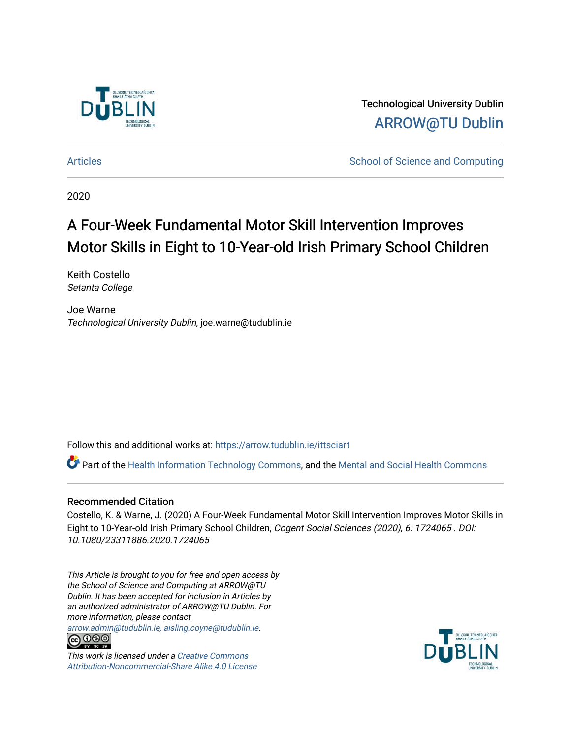Technological University Dublin

ARROW@TU Dublin

Articles

School of Science and Computing

2020

# A Four-Week Fundamental Motor Skill Intervention Improves Motor Skills in Eight to 10-Year-old Irish Primary School Children

Keith Costello
*Setanta College*

Joe Warne
*Technological University Dublin*, joe.warne@tudublin.ie

Follow this and additional works at: https://arrow.tudublin.ie/ittsciart

Part of the Health Information Technology Commons, and the Mental and Social Health Commons

## Recommended Citation

Costello, K. & Warne, J. (2020) A Four-Week Fundamental Motor Skill Intervention Improves Motor Skills in Eight to 10-Year-old Irish Primary School Children, *Cogent Social Sciences (2020), 6: 1724065 . DOI: 10.1080/23311886.2020.1724065*

*This Article is brought to you for free and open access by the School of Science and Computing at ARROW@TU Dublin. It has been accepted for inclusion in Articles by an authorized administrator of ARROW@TU Dublin. For more information, please contact arrow.admin@tudublin.ie, aisling.coyne@tudublin.ie.*

*This work is licensed under a Creative Commons Attribution-Noncommercial-Share Alike 4.0 License*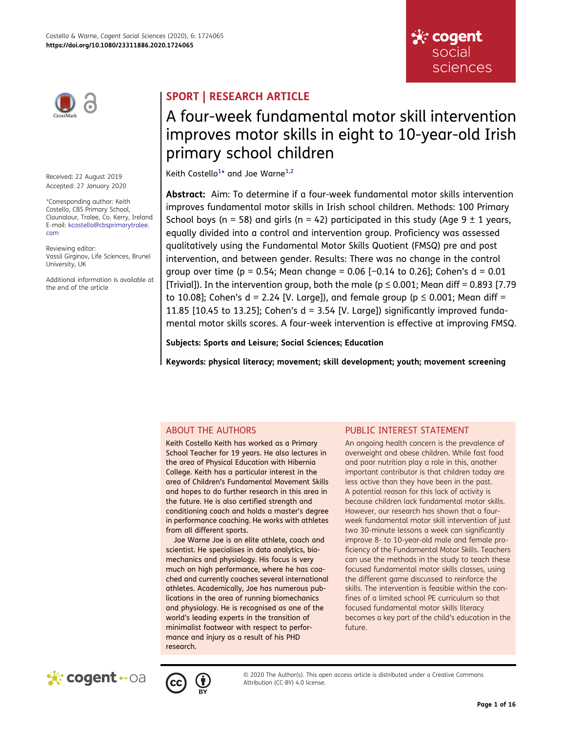SPORT | RESEARCH ARTICLE

# A four-week fundamental motor skill intervention improves motor skills in eight to 10-year-old Irish primary school children

Keith Costello[1]* and Joe Warne[1,2]

Received: 22 August 2019
Accepted: 27 January 2020

*Corresponding author: Keith Costello, CBS Primary School, Clounalour, Tralee, Co. Kerry, Ireland
E-mail: kcostello@cbsprimarytralee.com

Reviewing editor:
Vassil Girginov, Life Sciences, Brunel University, UK

Additional information is available at the end of the article

**Abstract:** Aim: To determine if a four-week fundamental motor skills intervention improves fundamental motor skills in Irish school children. Methods: 100 Primary School boys (n = 58) and girls (n = 42) participated in this study (Age 9 ± 1 years, equally divided into a control and intervention group. Proficiency was assessed qualitatively using the Fundamental Motor Skills Quotient (FMSQ) pre and post intervention, and between gender. Results: There was no change in the control group over time (p = 0.54; Mean change = 0.06 [−0.14 to 0.26]; Cohen's d = 0.01 [Trivial]). In the intervention group, both the male (p ≤ 0.001; Mean diff = 0.893 [7.79 to 10.08]; Cohen's d = 2.24 [V. Large]), and female group (p ≤ 0.001; Mean diff = 11.85 [10.45 to 13.25]; Cohen's d = 3.54 [V. Large]) significantly improved fundamental motor skills scores. A four-week intervention is effective at improving FMSQ.

**Subjects: Sports and Leisure; Social Sciences; Education**

**Keywords: physical literacy; movement; skill development; youth; movement screening**

## ABOUT THE AUTHORS

Keith Costello Keith has worked as a Primary School Teacher for 19 years. He also lectures in the area of Physical Education with Hibernia College. Keith has a particular interest in the area of Children's Fundamental Movement Skills and hopes to do further research in this area in the future. He is also certified strength and conditioning coach and holds a master's degree in performance coaching. He works with athletes from all different sports.

Joe Warne Joe is an elite athlete, coach and scientist. He specialises in data analytics, biomechanics and physiology. His focus is very much on high performance, where he has coached and currently coaches several international athletes. Academically, Joe has numerous publications in the area of running biomechanics and physiology. He is recognised as one of the world's leading experts in the transition of minimalist footwear with respect to performance and injury as a result of his PHD research.

## PUBLIC INTEREST STATEMENT

An ongoing health concern is the prevalence of overweight and obese children. While fast food and poor nutrition play a role in this, another important contributor is that children today are less active than they have been in the past. A potential reason for this lack of activity is because children lack fundamental motor skills. However, our research has shown that a four-week fundamental motor skill intervention of just two 30-minute lessons a week can significantly improve 8- to 10-year-old male and female proficiency of the Fundamental Motor Skills. Teachers can use the methods in the study to teach these focused fundamental motor skills classes, using the different game discussed to reinforce the skills. The intervention is feasible within the confines of a limited school PE curriculum so that focused fundamental motor skills literacy becomes a key part of the child's education in the future.

© 2020 The Author(s). This open access article is distributed under a Creative Commons Attribution (CC-BY) 4.0 license.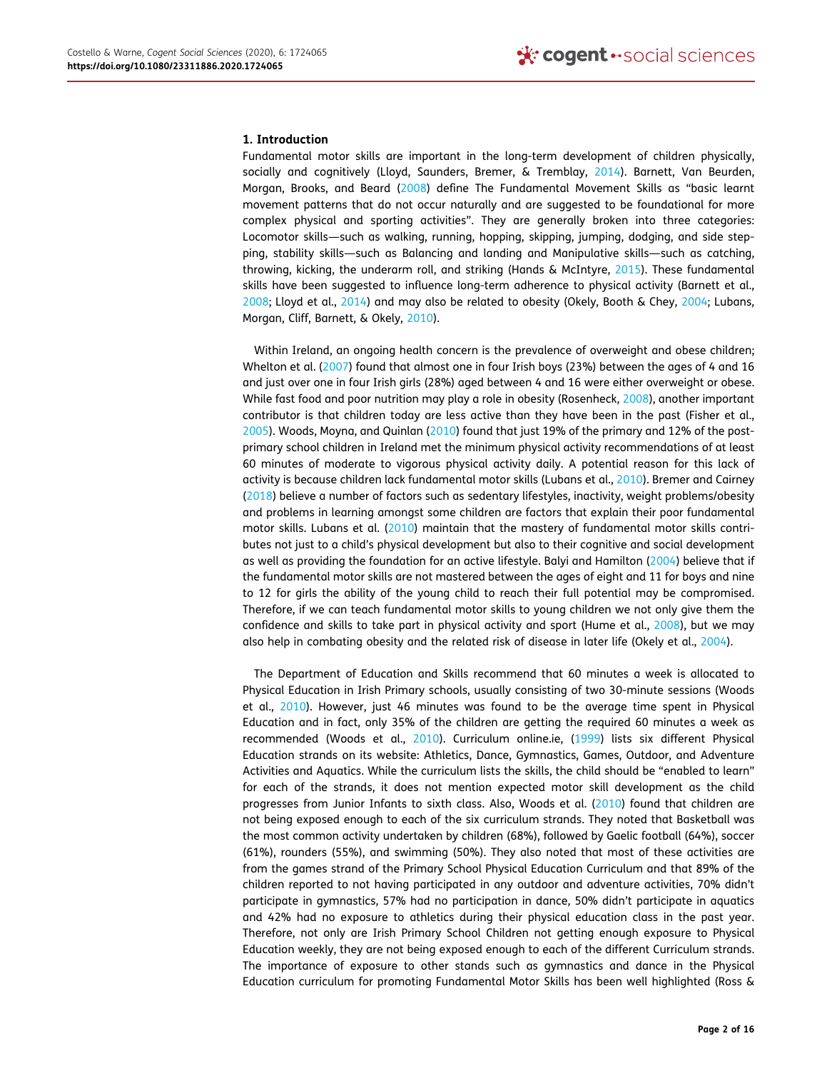## 1. Introduction

Fundamental motor skills are important in the long-term development of children physically, socially and cognitively (Lloyd, Saunders, Bremer, & Tremblay, 2014). Barnett, Van Beurden, Morgan, Brooks, and Beard (2008) define The Fundamental Movement Skills as "basic learnt movement patterns that do not occur naturally and are suggested to be foundational for more complex physical and sporting activities". They are generally broken into three categories: Locomotor skills—such as walking, running, hopping, skipping, jumping, dodging, and side stepping, stability skills—such as Balancing and landing and Manipulative skills—such as catching, throwing, kicking, the underarm roll, and striking (Hands & McIntyre, 2015). These fundamental skills have been suggested to influence long-term adherence to physical activity (Barnett et al., 2008; Lloyd et al., 2014) and may also be related to obesity (Okely, Booth & Chey, 2004; Lubans, Morgan, Cliff, Barnett, & Okely, 2010).

Within Ireland, an ongoing health concern is the prevalence of overweight and obese children; Whelton et al. (2007) found that almost one in four Irish boys (23%) between the ages of 4 and 16 and just over one in four Irish girls (28%) aged between 4 and 16 were either overweight or obese. While fast food and poor nutrition may play a role in obesity (Rosenheck, 2008), another important contributor is that children today are less active than they have been in the past (Fisher et al., 2005). Woods, Moyna, and Quinlan (2010) found that just 19% of the primary and 12% of the post-primary school children in Ireland met the minimum physical activity recommendations of at least 60 minutes of moderate to vigorous physical activity daily. A potential reason for this lack of activity is because children lack fundamental motor skills (Lubans et al., 2010). Bremer and Cairney (2018) believe a number of factors such as sedentary lifestyles, inactivity, weight problems/obesity and problems in learning amongst some children are factors that explain their poor fundamental motor skills. Lubans et al. (2010) maintain that the mastery of fundamental motor skills contributes not just to a child's physical development but also to their cognitive and social development as well as providing the foundation for an active lifestyle. Balyi and Hamilton (2004) believe that if the fundamental motor skills are not mastered between the ages of eight and 11 for boys and nine to 12 for girls the ability of the young child to reach their full potential may be compromised. Therefore, if we can teach fundamental motor skills to young children we not only give them the confidence and skills to take part in physical activity and sport (Hume et al., 2008), but we may also help in combating obesity and the related risk of disease in later life (Okely et al., 2004).

The Department of Education and Skills recommend that 60 minutes a week is allocated to Physical Education in Irish Primary schools, usually consisting of two 30-minute sessions (Woods et al., 2010). However, just 46 minutes was found to be the average time spent in Physical Education and in fact, only 35% of the children are getting the required 60 minutes a week as recommended (Woods et al., 2010). Curriculum online.ie, (1999) lists six different Physical Education strands on its website: Athletics, Dance, Gymnastics, Games, Outdoor, and Adventure Activities and Aquatics. While the curriculum lists the skills, the child should be "enabled to learn" for each of the strands, it does not mention expected motor skill development as the child progresses from Junior Infants to sixth class. Also, Woods et al. (2010) found that children are not being exposed enough to each of the six curriculum strands. They noted that Basketball was the most common activity undertaken by children (68%), followed by Gaelic football (64%), soccer (61%), rounders (55%), and swimming (50%). They also noted that most of these activities are from the games strand of the Primary School Physical Education Curriculum and that 89% of the children reported to not having participated in any outdoor and adventure activities, 70% didn't participate in gymnastics, 57% had no participation in dance, 50% didn't participate in aquatics and 42% had no exposure to athletics during their physical education class in the past year. Therefore, not only are Irish Primary School Children not getting enough exposure to Physical Education weekly, they are not being exposed enough to each of the different Curriculum strands. The importance of exposure to other stands such as gymnastics and dance in the Physical Education curriculum for promoting Fundamental Motor Skills has been well highlighted (Ross &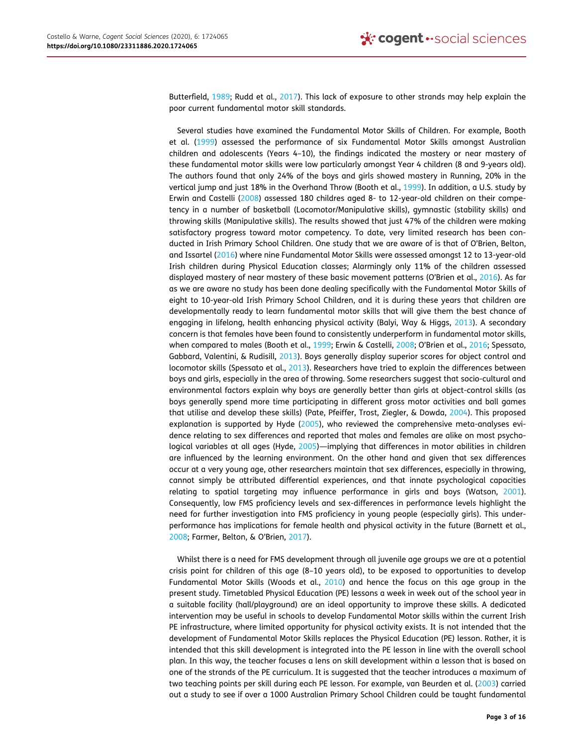Butterfield, 1989; Rudd et al., 2017). This lack of exposure to other strands may help explain the poor current fundamental motor skill standards.

Several studies have examined the Fundamental Motor Skills of Children. For example, Booth et al. (1999) assessed the performance of six Fundamental Motor Skills amongst Australian children and adolescents (Years 4–10), the findings indicated the mastery or near mastery of these fundamental motor skills were low particularly amongst Year 4 children (8 and 9-years old). The authors found that only 24% of the boys and girls showed mastery in Running, 20% in the vertical jump and just 18% in the Overhand Throw (Booth et al., 1999). In addition, a U.S. study by Erwin and Castelli (2008) assessed 180 childres aged 8- to 12-year-old children on their competency in a number of basketball (Locomotor/Manipulative skills), gymnastic (stability skills) and throwing skills (Manipulative skills). The results showed that just 47% of the children were making satisfactory progress toward motor competency. To date, very limited research has been conducted in Irish Primary School Children. One study that we are aware of is that of O'Brien, Belton, and Issartel (2016) where nine Fundamental Motor Skills were assessed amongst 12 to 13-year-old Irish children during Physical Education classes; Alarmingly only 11% of the children assessed displayed mastery of near mastery of these basic movement patterns (O'Brien et al., 2016). As far as we are aware no study has been done dealing specifically with the Fundamental Motor Skills of eight to 10-year-old Irish Primary School Children, and it is during these years that children are developmentally ready to learn fundamental motor skills that will give them the best chance of engaging in lifelong, health enhancing physical activity (Balyi, Way & Higgs, 2013). A secondary concern is that females have been found to consistently underperform in fundamental motor skills, when compared to males (Booth et al., 1999; Erwin & Castelli, 2008; O'Brien et al., 2016; Spessato, Gabbard, Valentini, & Rudisill, 2013). Boys generally display superior scores for object control and locomotor skills (Spessato et al., 2013). Researchers have tried to explain the differences between boys and girls, especially in the area of throwing. Some researchers suggest that socio-cultural and environmental factors explain why boys are generally better than girls at object-control skills (as boys generally spend more time participating in different gross motor activities and ball games that utilise and develop these skills) (Pate, Pfeiffer, Trost, Ziegler, & Dowda, 2004). This proposed explanation is supported by Hyde (2005), who reviewed the comprehensive meta-analyses evidence relating to sex differences and reported that males and females are alike on most psychological variables at all ages (Hyde, 2005)—implying that differences in motor abilities in children are influenced by the learning environment. On the other hand and given that sex differences occur at a very young age, other researchers maintain that sex differences, especially in throwing, cannot simply be attributed differential experiences, and that innate psychological capacities relating to spatial targeting may influence performance in girls and boys (Watson, 2001). Consequently, low FMS proficiency levels and sex-differences in performance levels highlight the need for further investigation into FMS proficiency in young people (especially girls). This underperformance has implications for female health and physical activity in the future (Barnett et al., 2008; Farmer, Belton, & O'Brien, 2017).

Whilst there is a need for FMS development through all juvenile age groups we are at a potential crisis point for children of this age (8–10 years old), to be exposed to opportunities to develop Fundamental Motor Skills (Woods et al., 2010) and hence the focus on this age group in the present study. Timetabled Physical Education (PE) lessons a week in week out of the school year in a suitable facility (hall/playground) are an ideal opportunity to improve these skills. A dedicated intervention may be useful in schools to develop Fundamental Motor skills within the current Irish PE infrastructure, where limited opportunity for physical activity exists. It is not intended that the development of Fundamental Motor Skills replaces the Physical Education (PE) lesson. Rather, it is intended that this skill development is integrated into the PE lesson in line with the overall school plan. In this way, the teacher focuses a lens on skill development within a lesson that is based on one of the strands of the PE curriculum. It is suggested that the teacher introduces a maximum of two teaching points per skill during each PE lesson. For example, van Beurden et al. (2003) carried out a study to see if over a 1000 Australian Primary School Children could be taught fundamental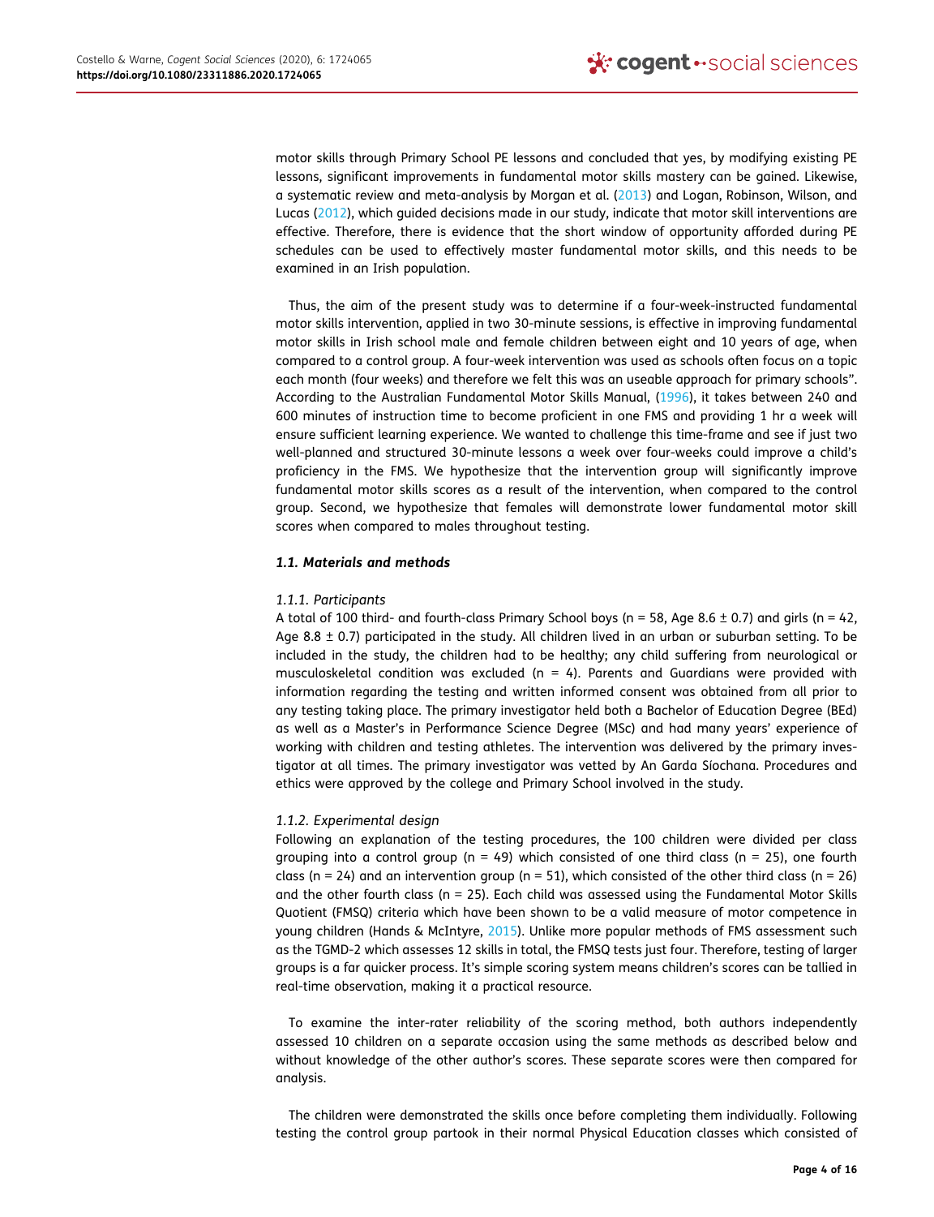motor skills through Primary School PE lessons and concluded that yes, by modifying existing PE lessons, significant improvements in fundamental motor skills mastery can be gained. Likewise, a systematic review and meta-analysis by Morgan et al. (2013) and Logan, Robinson, Wilson, and Lucas (2012), which guided decisions made in our study, indicate that motor skill interventions are effective. Therefore, there is evidence that the short window of opportunity afforded during PE schedules can be used to effectively master fundamental motor skills, and this needs to be examined in an Irish population.

Thus, the aim of the present study was to determine if a four-week-instructed fundamental motor skills intervention, applied in two 30-minute sessions, is effective in improving fundamental motor skills in Irish school male and female children between eight and 10 years of age, when compared to a control group. A four-week intervention was used as schools often focus on a topic each month (four weeks) and therefore we felt this was an useable approach for primary schools". According to the Australian Fundamental Motor Skills Manual, (1996), it takes between 240 and 600 minutes of instruction time to become proficient in one FMS and providing 1 hr a week will ensure sufficient learning experience. We wanted to challenge this time-frame and see if just two well-planned and structured 30-minute lessons a week over four-weeks could improve a child's proficiency in the FMS. We hypothesize that the intervention group will significantly improve fundamental motor skills scores as a result of the intervention, when compared to the control group. Second, we hypothesize that females will demonstrate lower fundamental motor skill scores when compared to males throughout testing.

### *1.1. Materials and methods*

#### *1.1.1. Participants*

A total of 100 third- and fourth-class Primary School boys (n = 58, Age 8.6 ± 0.7) and girls (n = 42, Age 8.8 ± 0.7) participated in the study. All children lived in an urban or suburban setting. To be included in the study, the children had to be healthy; any child suffering from neurological or musculoskeletal condition was excluded (n = 4). Parents and Guardians were provided with information regarding the testing and written informed consent was obtained from all prior to any testing taking place. The primary investigator held both a Bachelor of Education Degree (BEd) as well as a Master's in Performance Science Degree (MSc) and had many years' experience of working with children and testing athletes. The intervention was delivered by the primary investigator at all times. The primary investigator was vetted by An Garda Síochana. Procedures and ethics were approved by the college and Primary School involved in the study.

#### *1.1.2. Experimental design*

Following an explanation of the testing procedures, the 100 children were divided per class grouping into a control group (n = 49) which consisted of one third class (n = 25), one fourth class (n = 24) and an intervention group (n = 51), which consisted of the other third class (n = 26) and the other fourth class (n = 25). Each child was assessed using the Fundamental Motor Skills Quotient (FMSQ) criteria which have been shown to be a valid measure of motor competence in young children (Hands & McIntyre, 2015). Unlike more popular methods of FMS assessment such as the TGMD-2 which assesses 12 skills in total, the FMSQ tests just four. Therefore, testing of larger groups is a far quicker process. It's simple scoring system means children's scores can be tallied in real-time observation, making it a practical resource.

To examine the inter-rater reliability of the scoring method, both authors independently assessed 10 children on a separate occasion using the same methods as described below and without knowledge of the other author's scores. These separate scores were then compared for analysis.

The children were demonstrated the skills once before completing them individually. Following testing the control group partook in their normal Physical Education classes which consisted of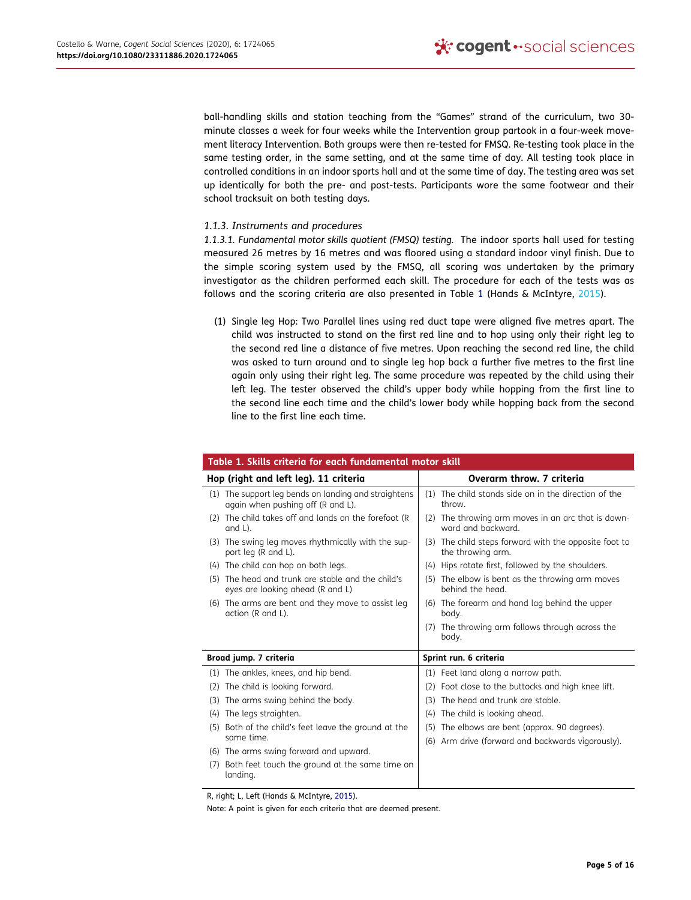ball-handling skills and station teaching from the "Games" strand of the curriculum, two 30-minute classes a week for four weeks while the Intervention group partook in a four-week movement literacy Intervention. Both groups were then re-tested for FMSQ. Re-testing took place in the same testing order, in the same setting, and at the same time of day. All testing took place in controlled conditions in an indoor sports hall and at the same time of day. The testing area was set up identically for both the pre- and post-tests. Participants wore the same footwear and their school tracksuit on both testing days.

### *1.1.3. Instruments and procedures*

*1.1.3.1. Fundamental motor skills quotient (FMSQ) testing.* The indoor sports hall used for testing measured 26 metres by 16 metres and was floored using a standard indoor vinyl finish. Due to the simple scoring system used by the FMSQ, all scoring was undertaken by the primary investigator as the children performed each skill. The procedure for each of the tests was as follows and the scoring criteria are also presented in Table 1 (Hands & McIntyre, 2015).

(1) Single leg Hop: Two Parallel lines using red duct tape were aligned five metres apart. The child was instructed to stand on the first red line and to hop using only their right leg to the second red line a distance of five metres. Upon reaching the second red line, the child was asked to turn around and to single leg hop back a further five metres to the first line again only using their right leg. The same procedure was repeated by the child using their left leg. The tester observed the child's upper body while hopping from the first line to the second line each time and the child's lower body while hopping back from the second line to the first line each time.

**Table 1. Skills criteria for each fundamental motor skill**

| Hop (right and left leg). 11 criteria | Overarm throw. 7 criteria |
|---|---|
| (1) The support leg bends on landing and straightens again when pushing off (R and L). | (1) The child stands side on in the direction of the throw. |
| (2) The child takes off and lands on the forefoot (R and L). | (2) The throwing arm moves in an arc that is downward and backward. |
| (3) The swing leg moves rhythmically with the support leg (R and L). | (3) The child steps forward with the opposite foot to the throwing arm. |
| (4) The child can hop on both legs. | (4) Hips rotate first, followed by the shoulders. |
| (5) The head and trunk are stable and the child's eyes are looking ahead (R and L) | (5) The elbow is bent as the throwing arm moves behind the head. |
| (6) The arms are bent and they move to assist leg action (R and L). | (6) The forearm and hand lag behind the upper body. |
| | (7) The throwing arm follows through across the body. |
| **Broad jump. 7 criteria** | **Sprint run. 6 criteria** |
| (1) The ankles, knees, and hip bend. | (1) Feet land along a narrow path. |
| (2) The child is looking forward. | (2) Foot close to the buttocks and high knee lift. |
| (3) The arms swing behind the body. | (3) The head and trunk are stable. |
| (4) The legs straighten. | (4) The child is looking ahead. |
| (5) Both of the child's feet leave the ground at the same time. | (5) The elbows are bent (approx. 90 degrees). |
| (6) The arms swing forward and upward. | (6) Arm drive (forward and backwards vigorously). |
| (7) Both feet touch the ground at the same time on landing. | |

R, right; L, Left (Hands & McIntyre, 2015).

Note: A point is given for each criteria that are deemed present.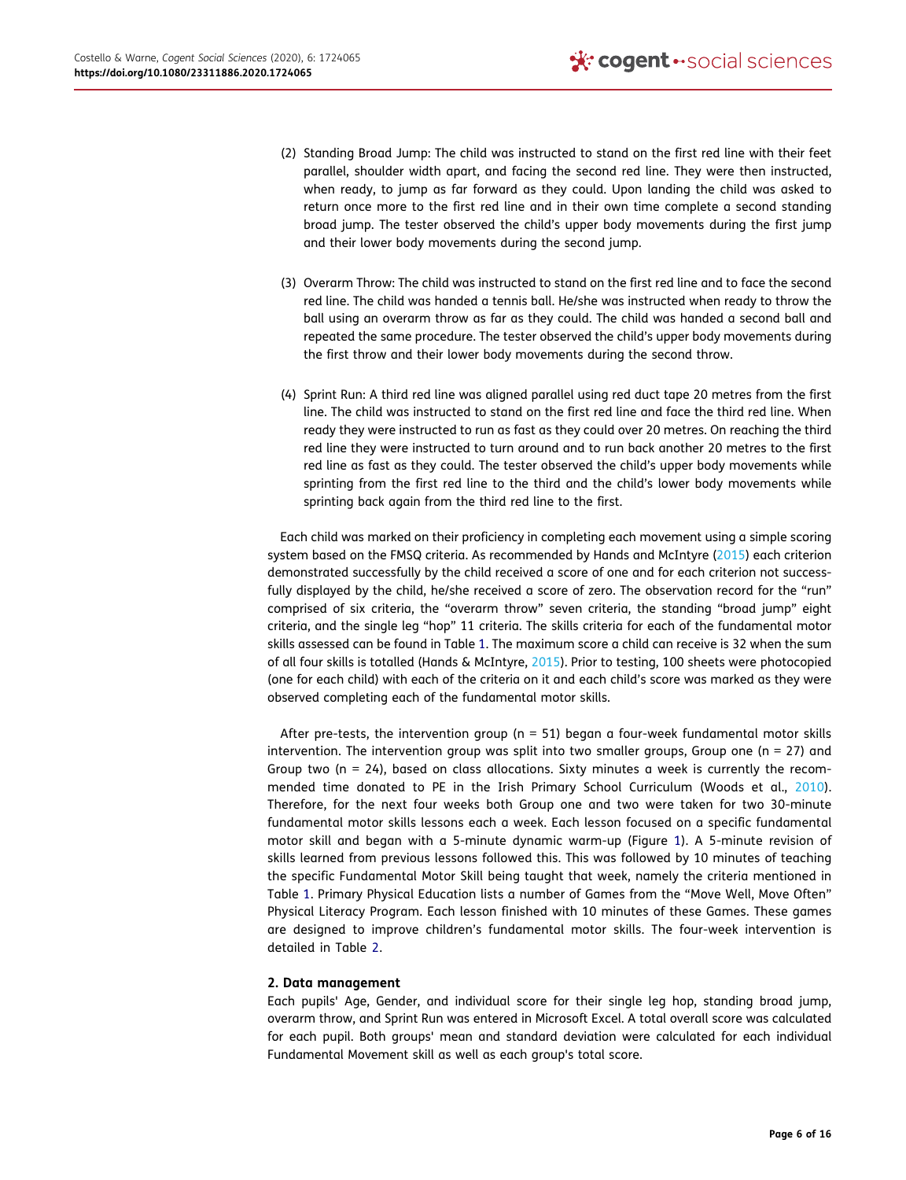(2) Standing Broad Jump: The child was instructed to stand on the first red line with their feet parallel, shoulder width apart, and facing the second red line. They were then instructed, when ready, to jump as far forward as they could. Upon landing the child was asked to return once more to the first red line and in their own time complete a second standing broad jump. The tester observed the child's upper body movements during the first jump and their lower body movements during the second jump.

(3) Overarm Throw: The child was instructed to stand on the first red line and to face the second red line. The child was handed a tennis ball. He/she was instructed when ready to throw the ball using an overarm throw as far as they could. The child was handed a second ball and repeated the same procedure. The tester observed the child's upper body movements during the first throw and their lower body movements during the second throw.

(4) Sprint Run: A third red line was aligned parallel using red duct tape 20 metres from the first line. The child was instructed to stand on the first red line and face the third red line. When ready they were instructed to run as fast as they could over 20 metres. On reaching the third red line they were instructed to turn around and to run back another 20 metres to the first red line as fast as they could. The tester observed the child's upper body movements while sprinting from the first red line to the third and the child's lower body movements while sprinting back again from the third red line to the first.

Each child was marked on their proficiency in completing each movement using a simple scoring system based on the FMSQ criteria. As recommended by Hands and McIntyre (2015) each criterion demonstrated successfully by the child received a score of one and for each criterion not successfully displayed by the child, he/she received a score of zero. The observation record for the "run" comprised of six criteria, the "overarm throw" seven criteria, the standing "broad jump" eight criteria, and the single leg "hop" 11 criteria. The skills criteria for each of the fundamental motor skills assessed can be found in Table 1. The maximum score a child can receive is 32 when the sum of all four skills is totalled (Hands & McIntyre, 2015). Prior to testing, 100 sheets were photocopied (one for each child) with each of the criteria on it and each child's score was marked as they were observed completing each of the fundamental motor skills.

After pre-tests, the intervention group (n = 51) began a four-week fundamental motor skills intervention. The intervention group was split into two smaller groups, Group one (n = 27) and Group two (n = 24), based on class allocations. Sixty minutes a week is currently the recommended time donated to PE in the Irish Primary School Curriculum (Woods et al., 2010). Therefore, for the next four weeks both Group one and two were taken for two 30-minute fundamental motor skills lessons each a week. Each lesson focused on a specific fundamental motor skill and began with a 5-minute dynamic warm-up (Figure 1). A 5-minute revision of skills learned from previous lessons followed this. This was followed by 10 minutes of teaching the specific Fundamental Motor Skill being taught that week, namely the criteria mentioned in Table 1. Primary Physical Education lists a number of Games from the "Move Well, Move Often" Physical Literacy Program. Each lesson finished with 10 minutes of these Games. These games are designed to improve children's fundamental motor skills. The four-week intervention is detailed in Table 2.

## 2. Data management

Each pupils' Age, Gender, and individual score for their single leg hop, standing broad jump, overarm throw, and Sprint Run was entered in Microsoft Excel. A total overall score was calculated for each pupil. Both groups' mean and standard deviation were calculated for each individual Fundamental Movement skill as well as each group's total score.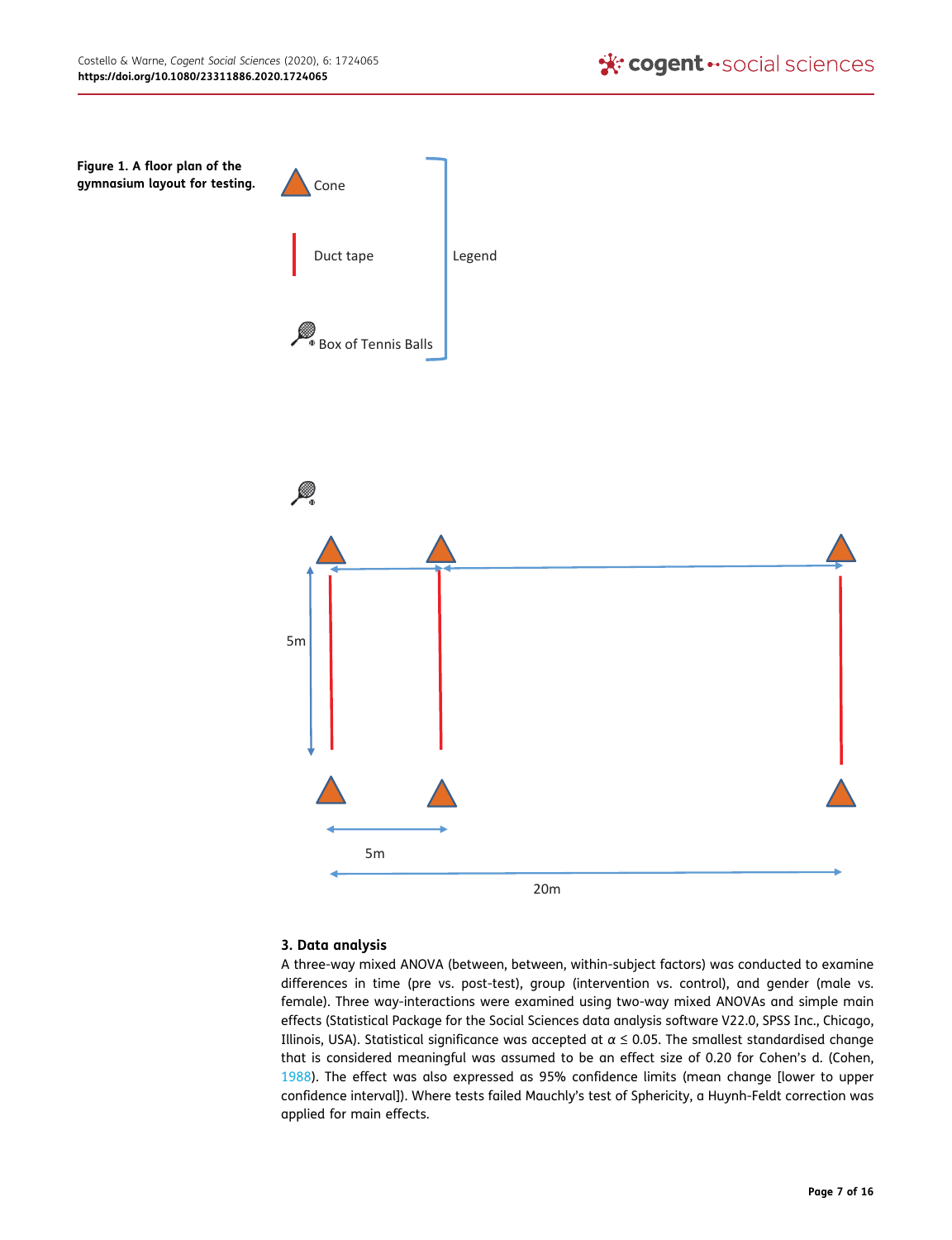**Figure 1. A floor plan of the gymnasium layout for testing.**

### 3. Data analysis

A three-way mixed ANOVA (between, between, within-subject factors) was conducted to examine differences in time (pre vs. post-test), group (intervention vs. control), and gender (male vs. female). Three way-interactions were examined using two-way mixed ANOVAs and simple main effects (Statistical Package for the Social Sciences data analysis software V22.0, SPSS Inc., Chicago, Illinois, USA). Statistical significance was accepted at $\alpha \leq 0.05$. The smallest standardised change that is considered meaningful was assumed to be an effect size of 0.20 for Cohen's d. (Cohen, 1988). The effect was also expressed as 95% confidence limits (mean change [lower to upper confidence interval]). Where tests failed Mauchly's test of Sphericity, a Huynh-Feldt correction was applied for main effects.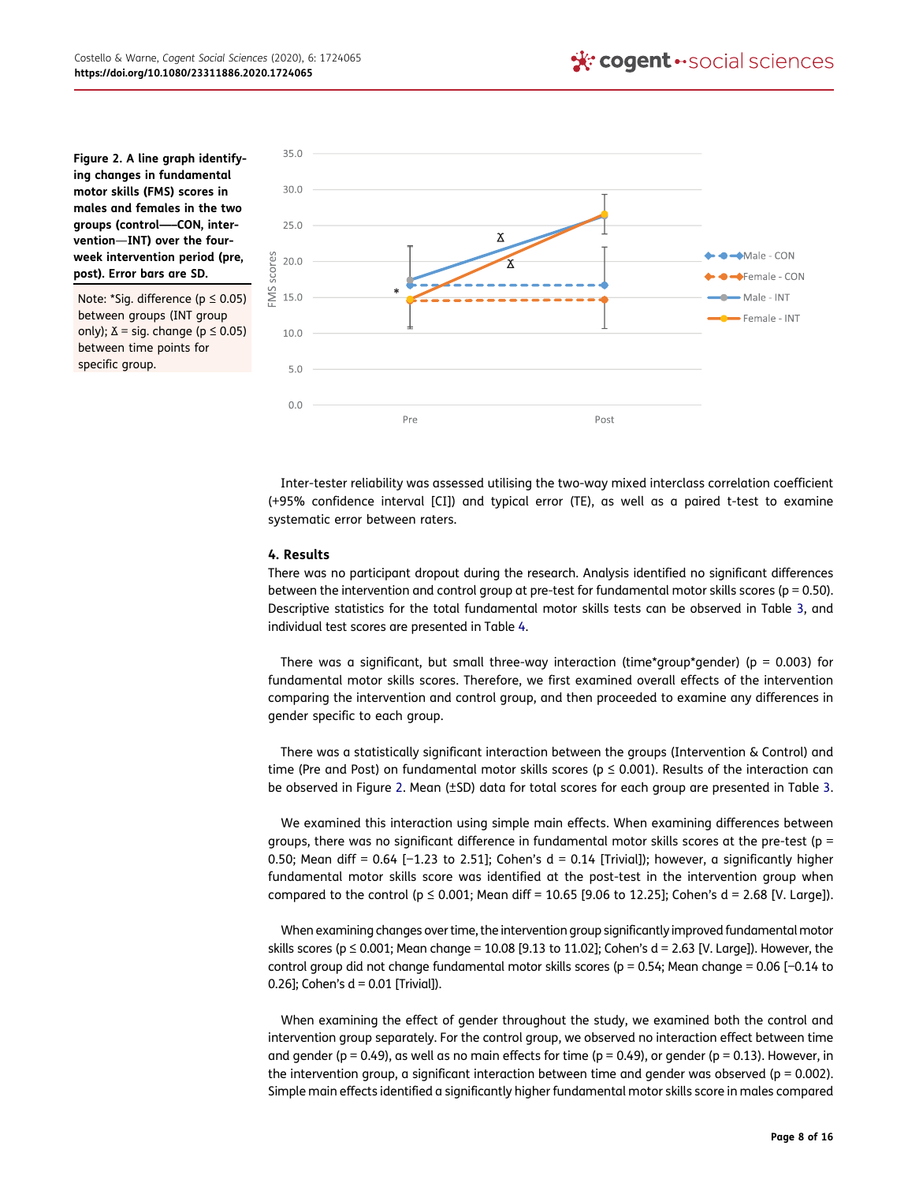**Figure 2. A line graph identifying changes in fundamental motor skills (FMS) scores in males and females in the two groups (control—CON, intervention—INT) over the four-week intervention period (pre, post). Error bars are SD.**

Note: *Sig. difference (p ≤ 0.05) between groups (INT group only); ⴳ = sig. change (p ≤ 0.05) between time points for specific group.

Inter-tester reliability was assessed utilising the two-way mixed interclass correlation coefficient (+95% confidence interval [CI]) and typical error (TE), as well as a paired t-test to examine systematic error between raters.

### 4. Results

There was no participant dropout during the research. Analysis identified no significant differences between the intervention and control group at pre-test for fundamental motor skills scores ($p = 0.50$). Descriptive statistics for the total fundamental motor skills tests can be observed in Table 3, and individual test scores are presented in Table 4.

There was a significant, but small three-way interaction (time*group*gender) ($p = 0.003$) for fundamental motor skills scores. Therefore, we first examined overall effects of the intervention comparing the intervention and control group, and then proceeded to examine any differences in gender specific to each group.

There was a statistically significant interaction between the groups (Intervention & Control) and time (Pre and Post) on fundamental motor skills scores ($p \leq 0.001$). Results of the interaction can be observed in Figure 2. Mean (±SD) data for total scores for each group are presented in Table 3.

We examined this interaction using simple main effects. When examining differences between groups, there was no significant difference in fundamental motor skills scores at the pre-test ($p = 0.50$; Mean diff = 0.64 [−1.23 to 2.51]; Cohen's d = 0.14 [Trivial]); however, a significantly higher fundamental motor skills score was identified at the post-test in the intervention group when compared to the control ($p \leq 0.001$; Mean diff = 10.65 [9.06 to 12.25]; Cohen's d = 2.68 [V. Large]).

When examining changes over time, the intervention group significantly improved fundamental motor skills scores ($p \leq 0.001$; Mean change = 10.08 [9.13 to 11.02]; Cohen's d = 2.63 [V. Large]). However, the control group did not change fundamental motor skills scores ($p = 0.54$; Mean change = 0.06 [−0.14 to 0.26]; Cohen's d = 0.01 [Trivial]).

When examining the effect of gender throughout the study, we examined both the control and intervention group separately. For the control group, we observed no interaction effect between time and gender ($p = 0.49$), as well as no main effects for time ($p = 0.49$), or gender ($p = 0.13$). However, in the intervention group, a significant interaction between time and gender was observed ($p = 0.002$). Simple main effects identified a significantly higher fundamental motor skills score in males compared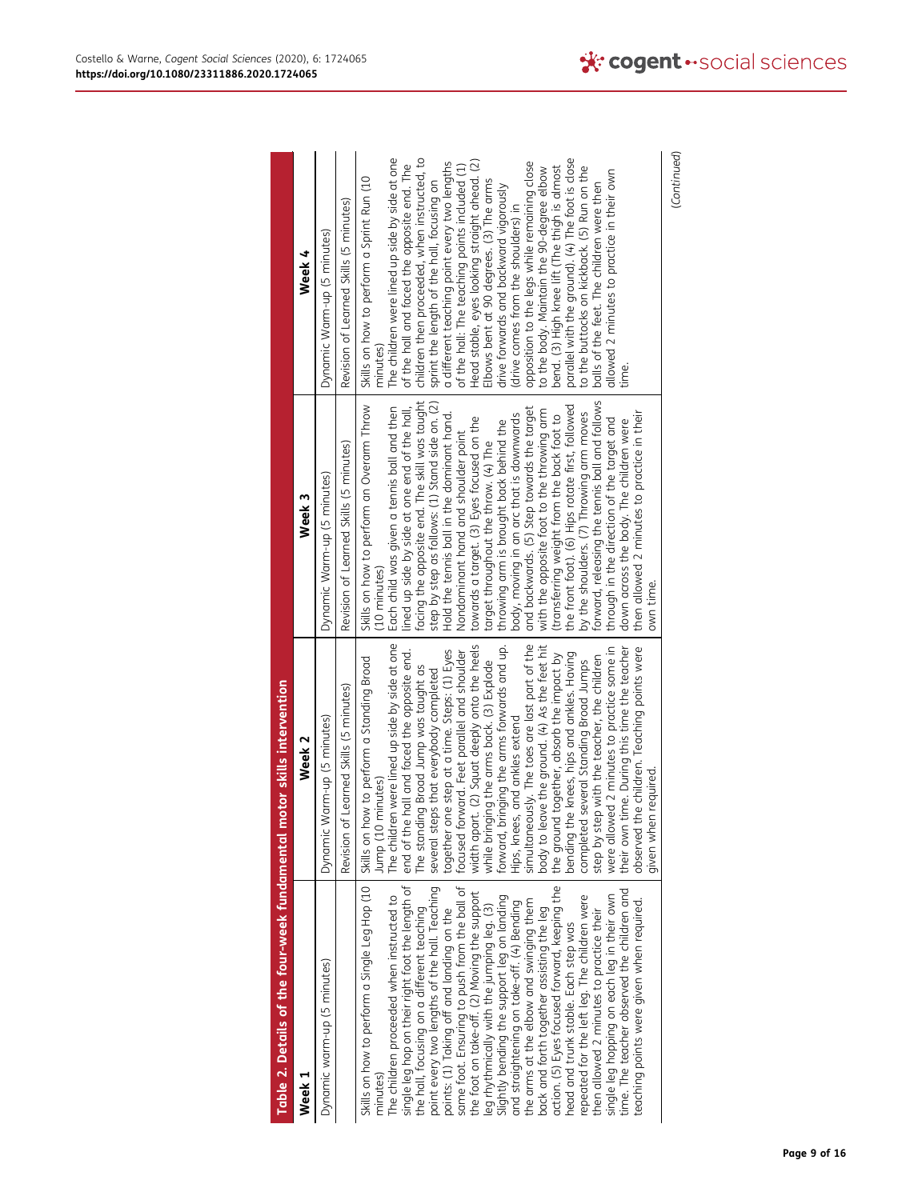**Table 2. Details of the four-week fundamental motor skills intervention**

| Week 1 | Week 2 | Week 3 | Week 4 |
|---|---|---|---|
| Dynamic warm-up (5 minutes) | Dynamic Warm-up (5 minutes) | Dynamic Warm-up (5 minutes) | Dynamic Warm-up (5 minutes) |
| | Revision of Learned Skills (5 minutes) | Revision of Learned Skills (5 minutes) | Revision of Learned Skills (5 minutes) |
| Skills on how to perform a Single Leg Hop (10 minutes) The children proceeded when instructed to single leg hop on their right foot the length of the hall, focusing on a different teaching point every two lengths of the hall. Teaching points: (1) Taking off and landing on the same foot. Ensuring to push from the ball of the foot on take-off. (2) Moving the support leg rhythmically with the jumping leg. (3) Slightly bending the support leg on landing and straightening on take-off. (4) Bending the arms at the elbow and swinging them back and forth together assisting the leg action. (5) Eyes focused forward, keeping the head and trunk stable. Each step was repeated for the left leg. The children were then allowed 2 minutes to practice their single leg hopping on each leg in their own time. The teacher observed the children and teaching points were given when required. | Skills on how to perform a Standing Broad Jump (10 minutes) The children were lined up side by side at one end of the hall and faced the opposite end. The standing Broad Jump was taught as several steps that everybody completed together one step at a time. Steps: (1) Eyes focused forward. Feet parallel and shoulder width apart. (2) Squat deeply onto the heels while bringing the arms back. (3) Explode forward, bringing the arms forwards and up. Hips, knees, and ankles extend simultaneously. The toes are last part of the body to leave the ground. (4) As the feet hit the ground together, absorb the impact by bending the knees, hips and ankles. Having completed several Standing Broad Jumps step by step with the teacher, the children were allowed 2 minutes to practice some in their own time. During this time the teacher observed the children. Teaching points were given when required. | Skills on how to perform an Overarm Throw (10 minutes) Each child was given a tennis ball and then lined up side by side at one end of the hall, facing the opposite end. The skill was taught step by step as follows: (1) Stand side on. (2) Hold the tennis ball in the dominant hand. Nondominant hand and shoulder point towards a target. (3) Eyes focused on the target throughout the throw. (4) The throwing arm is brought back behind the body, moving in an arc that is downwards and backwards. (5) Step towards the target with the opposite foot to the throwing arm (transferring weight from the back foot to the front foot). (6) Hips rotate first, followed by the shoulders. (7) Throwing arm moves forward, releasing the tennis ball and follows through in the direction of the target and down across the body. The children were then allowed 2 minutes to practice in their own time. | Skills on how to perform a Sprint Run (10 minutes) The children were lined up side by side at one of the hall and faced the opposite end. The children then proceeded, when instructed, to sprint the length of the hall, focusing on a different teaching point every two lengths of the hall: The teaching points included (1) Head stable, eyes looking straight ahead. (2) Elbows bent at 90 degrees. (3) The arms drive forwards and backward vigorously (drive comes from the shoulders) in opposition to the legs while remaining close to the body. Maintain the 90-degree elbow bend. (3) High knee lift (The thigh is almost parallel with the ground). (4) The foot is close to the buttocks on kickback. (5) Run on the balls of the feet. The children were then allowed 2 minutes to practice in their own time. |

(Continued)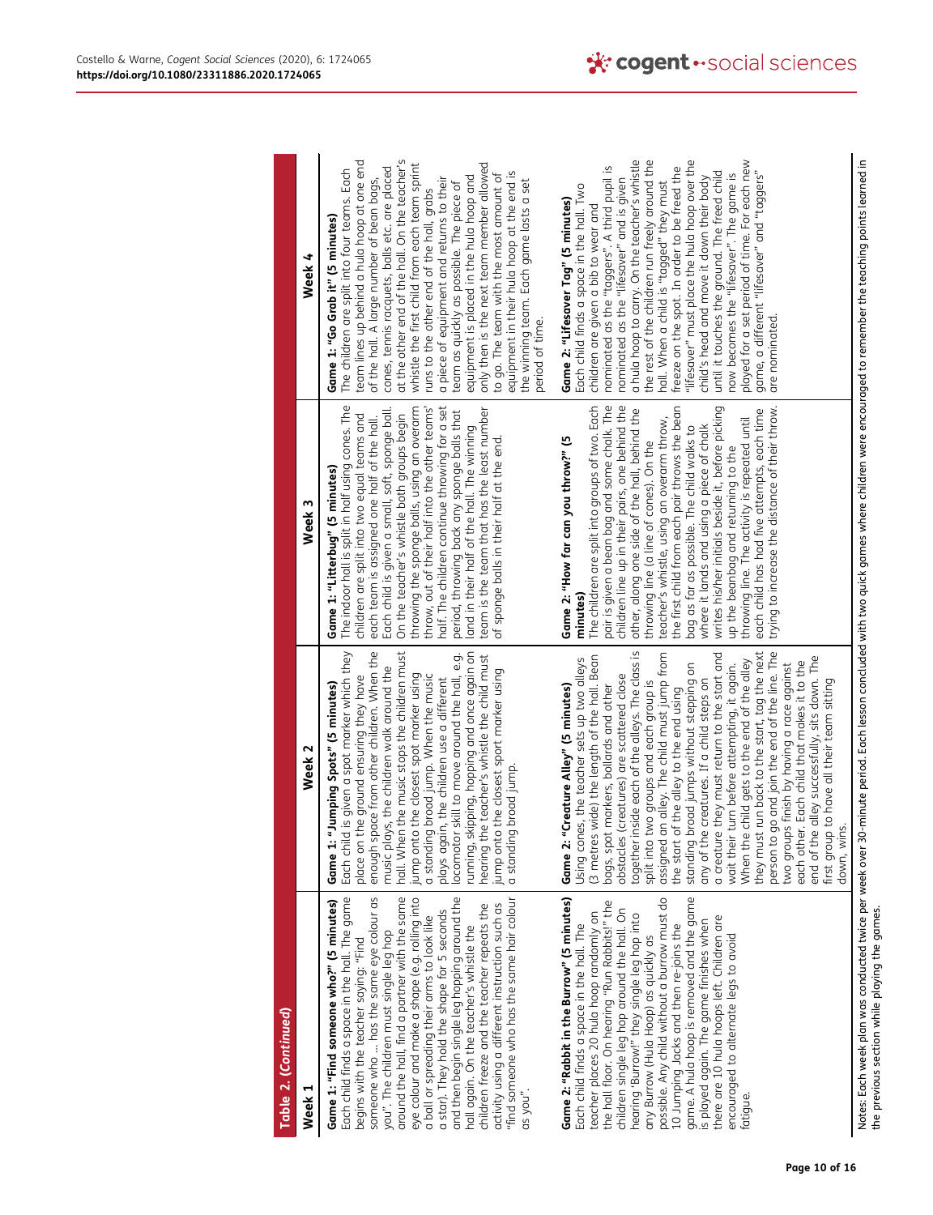**Table 2. (Continued)**

| Week 1 | Week 2 | Week 3 | Week 4 |
|---|---|---|---|
| **Game 1: "Find someone who?" (5 minutes)** Each child finds a space in the hall. The game begins with the teacher saying: "Find someone who … has the same eye colour as you". The children must single leg hop around the hall, find a partner with the same eye colour and make a shape (e.g. rolling into a ball or spreading their arms to look like a star). They hold the shape for 5 seconds and then begin single leg hopping around the hall again. On the teacher's whistle the children freeze and the teacher repeats the activity using a different instruction such as "find someone who has the same hair colour as you". | **Game 1: "Jumping Spots" (5 minutes)** Each child is given a spot marker which they place on the ground ensuring they have enough space from other children. When the music plays, the children walk around the hall. When the music stops the children must jump onto the closest spot marker using a standing broad jump. When the music plays again, the children use a different locomotor skill to move around the hall, e.g. running, skipping, hopping and once again on hearing the teacher's whistle the child must jump onto the closest sport marker using a standing broad jump. | **Game 1: "Litterbug" (5 minutes)** The indoor hall is split in half using cones. The children are split into two equal teams and each team is assigned one half of the hall. Each child is given a small, soft, sponge ball. On the teacher's whistle both groups begin throwing the sponge balls, using an overarm throw, out of their half into the other teams' half. The children continue throwing for a set period, throwing back any sponge balls that land in their half of the hall. The winning team is the team that has the least number of sponge balls in their half at the end. | **Game 1: "Go Grab it" (5 minutes)** The children are split into four teams. Each team lines up behind a hula hoop at one end of the hall. A large number of bean bags, cones, tennis racquets, balls etc. are placed at the other end of the hall. On the teacher's whistle the first child from each team sprint runs to the other end of the hall, grabs a piece of equipment and returns to their team as quickly as possible. The piece of equipment is placed in the hula hoop and only then is the next team member allowed to go. The team with the most amount of equipment in their hula hoop at the end is the winning team. Each game lasts a set period of time. |
| **Game 2: "Rabbit in the Burrow" (5 minutes)** Each child finds a space in the hall. The teacher places 20 hula hoop randomly on the hall floor. On hearing "Run Rabbits!" the children single leg hop around the hall. On hearing 'Burrow!" they single leg hop into any Burrow (Hula Hoop) as quickly as possible. Any child without a burrow must do 10 Jumping Jacks and then re-joins the game. A hula hoop is removed and the game is played again. The game finishes when there are 10 hula hoops left. Children are encouraged to alternate legs to avoid fatigue. | **Game 2: "Creature Alley" (5 minutes)** Using cones, the teacher sets up two alleys (3 metres wide) the length of the hall. Bean bags, spot markers, bollards and other obstacles (creatures) are scattered close together inside each of the alleys. The class is split into two groups and each group is assigned an alley. The child must jump from the start of the alley to the end using standing broad jumps without stepping on any of the creatures. If a child steps on a creature they must return to the start and wait their turn before attempting, it again. When the child gets to the end of the alley they must run back to the start, tag the next person to go and join the end of the line. The two groups finish by having a race against each other. Each child that makes it to the end of the alley successfully, sits down. The first group to have all their team sitting down, wins. | **Game 2: "How far can you throw?" (5 minutes)** The children are split into groups of two. Each pair is given a bean bag and some chalk. The children line up in their pairs, one behind the other, along one side of the hall, behind the throwing line (a line of cones). On the teacher's whistle, using an overarm throw, the first child from each pair throws the bean bag as far as possible. The child walks to where it lands and using a piece of chalk writes his/her initials beside it, before picking up the beanbag and returning to the throwing line. The activity is repeated until each child has had five attempts, each time trying to increase the distance of their throw. | **Game 2: "Lifesaver Tag" (5 minutes)** Each child finds a space in the hall. Two children are given a bib to wear and nominated as the "taggers". A third pupil is nominated as the "lifesaver" and is given a hula hoop to carry. On the teacher's whistle the rest of the children run freely around the hall. When a child is "tagged" they must freeze on the spot. In order to be freed the "lifesaver" must place the hula hoop over the child's head and move it down their body until it touches the ground. The freed child now becomes the "lifesaver". The game is played for a set period of time. For each new game, a different "lifesaver" and "taggers" are nominated. |

Notes: Each week plan was conducted twice per week over 30-minute period. Each lesson concluded with two quick games where children were encouraged to remember the teaching points learned in the previous section while playing the games.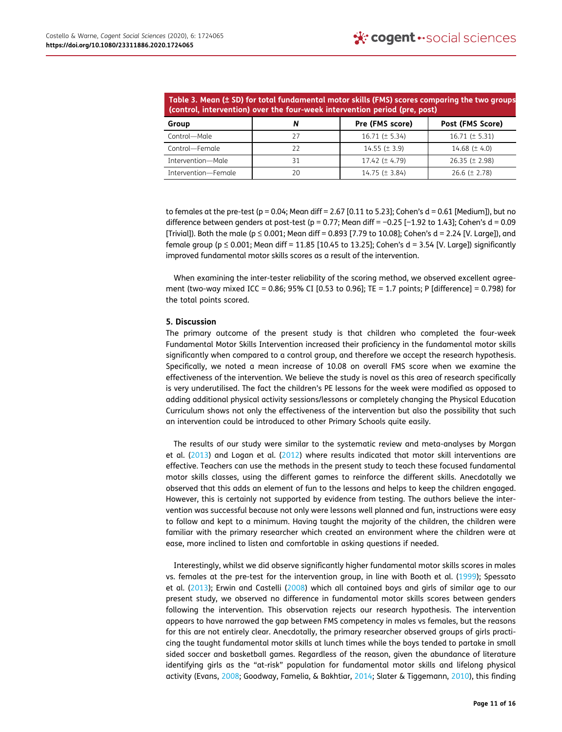**Table 3. Mean (± SD) for total fundamental motor skills (FMS) scores comparing the two groups (control, intervention) over the four-week intervention period (pre, post)**

| Group | *N* | Pre (FMS score) | Post (FMS Score) |
|---|---|---|---|
| Control—Male | 27 | 16.71 (± 5.34) | 16.71 (± 5.31) |
| Control—Female | 22 | 14.55 (± 3.9) | 14.68 (± 4.0) |
| Intervention—Male | 31 | 17.42 (± 4.79) | 26.35 (± 2.98) |
| Intervention—Female | 20 | 14.75 (± 3.84) | 26.6 (± 2.78) |

to females at the pre-test ($p = 0.04$; Mean diff = 2.67 [0.11 to 5.23]; Cohen's d = 0.61 [Medium]), but no difference between genders at post-test ($p = 0.77$; Mean diff = −0.25 [−1.92 to 1.43]; Cohen's d = 0.09 [Trivial]). Both the male ($p \leq 0.001$; Mean diff = 0.893 [7.79 to 10.08]; Cohen's d = 2.24 [V. Large]), and female group ($p \leq 0.001$; Mean diff = 11.85 [10.45 to 13.25]; Cohen's d = 3.54 [V. Large]) significantly improved fundamental motor skills scores as a result of the intervention.

When examining the inter-tester reliability of the scoring method, we observed excellent agreement (two-way mixed ICC = 0.86; 95% CI [0.53 to 0.96]; TE = 1.7 points; P [difference] = 0.798) for the total points scored.

## 5. Discussion

The primary outcome of the present study is that children who completed the four-week Fundamental Motor Skills Intervention increased their proficiency in the fundamental motor skills significantly when compared to a control group, and therefore we accept the research hypothesis. Specifically, we noted a mean increase of 10.08 on overall FMS score when we examine the effectiveness of the intervention. We believe the study is novel as this area of research specifically is very underutilised. The fact the children's PE lessons for the week were modified as opposed to adding additional physical activity sessions/lessons or completely changing the Physical Education Curriculum shows not only the effectiveness of the intervention but also the possibility that such an intervention could be introduced to other Primary Schools quite easily.

The results of our study were similar to the systematic review and meta-analyses by Morgan et al. (2013) and Logan et al. (2012) where results indicated that motor skill interventions are effective. Teachers can use the methods in the present study to teach these focused fundamental motor skills classes, using the different games to reinforce the different skills. Anecdotally we observed that this adds an element of fun to the lessons and helps to keep the children engaged. However, this is certainly not supported by evidence from testing. The authors believe the intervention was successful because not only were lessons well planned and fun, instructions were easy to follow and kept to a minimum. Having taught the majority of the children, the children were familiar with the primary researcher which created an environment where the children were at ease, more inclined to listen and comfortable in asking questions if needed.

Interestingly, whilst we did observe significantly higher fundamental motor skills scores in males vs. females at the pre-test for the intervention group, in line with Booth et al. (1999); Spessato et al. (2013); Erwin and Castelli (2008) which all contained boys and girls of similar age to our present study, we observed no difference in fundamental motor skills scores between genders following the intervention. This observation rejects our research hypothesis. The intervention appears to have narrowed the gap between FMS competency in males vs females, but the reasons for this are not entirely clear. Anecdotally, the primary researcher observed groups of girls practicing the taught fundamental motor skills at lunch times while the boys tended to partake in small sided soccer and basketball games. Regardless of the reason, given the abundance of literature identifying girls as the "at-risk" population for fundamental motor skills and lifelong physical activity (Evans, 2008; Goodway, Famelia, & Bakhtiar, 2014; Slater & Tiggemann, 2010), this finding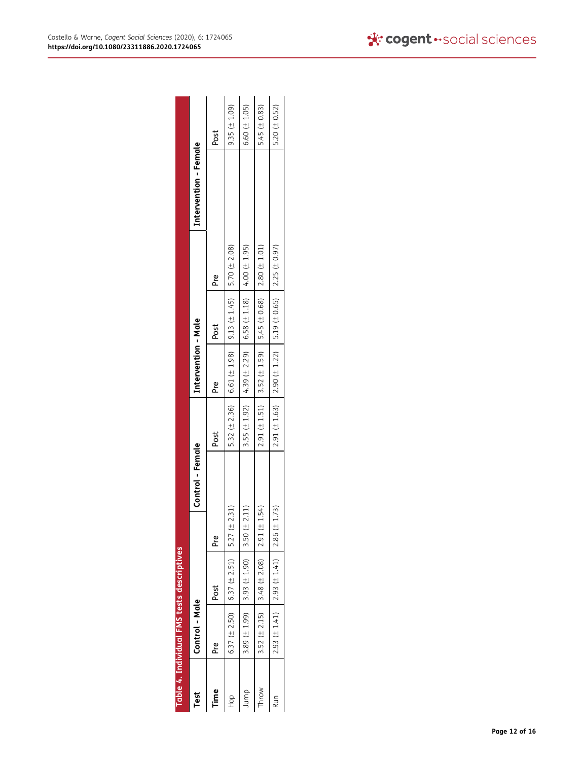**Table 4. Individual FMS tests descriptives**

| Test | Control - Male | | Control - Female | | Intervention - Male | | Intervention - Female | |
|---|---|---|---|---|---|---|---|---|
| Time | Pre | Post | Pre | Post | Pre | Post | Pre | Post |
| Hop | 6.37 (± 2.50) | 6.37 (± 2.51) | 5.27 (± 2.31) | 5.32 (± 2.36) | 6.61 (± 1.98) | 9.13 (± 1.45) | 5.70 (± 2.08) | 9.35 (± 1.09) |
| Jump | 3.89 (± 1.99) | 3.93 (± 1.90) | 3.50 (± 2.11) | 3.55 (± 1.92) | 4.39 (± 2.29) | 6.58 (± 1.18) | 4.00 (± 1.95) | 6.60 (± 1.05) |
| Throw | 3.52 (± 2.15) | 3.48 (± 2.08) | 2.91 (± 1.54) | 2.91 (± 1.51) | 3.52 (± 1.59) | 5.45 (± 0.68) | 2.80 (± 1.01) | 5.45 (± 0.83) |
| Run | 2.93 (± 1.41) | 2.93 (± 1.41) | 2.86 (± 1.73) | 2.91 (± 1.63) | 2.90 (± 1.22) | 5.19 (± 0.65) | 2.25 (± 0.97) | 5.20 (± 0.52) |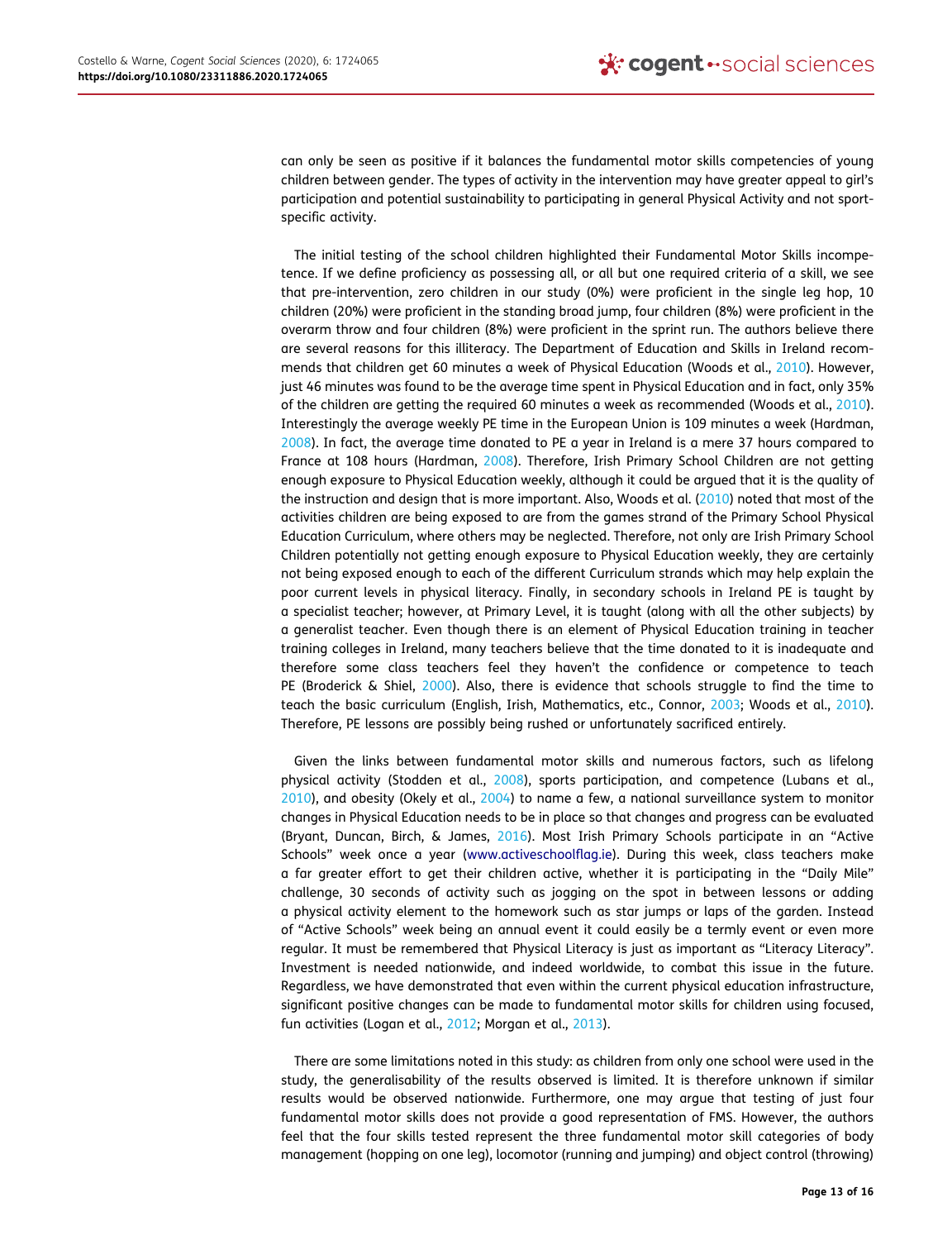can only be seen as positive if it balances the fundamental motor skills competencies of young children between gender. The types of activity in the intervention may have greater appeal to girl's participation and potential sustainability to participating in general Physical Activity and not sport-specific activity.

The initial testing of the school children highlighted their Fundamental Motor Skills incompetence. If we define proficiency as possessing all, or all but one required criteria of a skill, we see that pre-intervention, zero children in our study (0%) were proficient in the single leg hop, 10 children (20%) were proficient in the standing broad jump, four children (8%) were proficient in the overarm throw and four children (8%) were proficient in the sprint run. The authors believe there are several reasons for this illiteracy. The Department of Education and Skills in Ireland recommends that children get 60 minutes a week of Physical Education (Woods et al., 2010). However, just 46 minutes was found to be the average time spent in Physical Education and in fact, only 35% of the children are getting the required 60 minutes a week as recommended (Woods et al., 2010). Interestingly the average weekly PE time in the European Union is 109 minutes a week (Hardman, 2008). In fact, the average time donated to PE a year in Ireland is a mere 37 hours compared to France at 108 hours (Hardman, 2008). Therefore, Irish Primary School Children are not getting enough exposure to Physical Education weekly, although it could be argued that it is the quality of the instruction and design that is more important. Also, Woods et al. (2010) noted that most of the activities children are being exposed to are from the games strand of the Primary School Physical Education Curriculum, where others may be neglected. Therefore, not only are Irish Primary School Children potentially not getting enough exposure to Physical Education weekly, they are certainly not being exposed enough to each of the different Curriculum strands which may help explain the poor current levels in physical literacy. Finally, in secondary schools in Ireland PE is taught by a specialist teacher; however, at Primary Level, it is taught (along with all the other subjects) by a generalist teacher. Even though there is an element of Physical Education training in teacher training colleges in Ireland, many teachers believe that the time donated to it is inadequate and therefore some class teachers feel they haven't the confidence or competence to teach PE (Broderick & Shiel, 2000). Also, there is evidence that schools struggle to find the time to teach the basic curriculum (English, Irish, Mathematics, etc., Connor, 2003; Woods et al., 2010). Therefore, PE lessons are possibly being rushed or unfortunately sacrificed entirely.

Given the links between fundamental motor skills and numerous factors, such as lifelong physical activity (Stodden et al., 2008), sports participation, and competence (Lubans et al., 2010), and obesity (Okely et al., 2004) to name a few, a national surveillance system to monitor changes in Physical Education needs to be in place so that changes and progress can be evaluated (Bryant, Duncan, Birch, & James, 2016). Most Irish Primary Schools participate in an "Active Schools" week once a year (www.activeschoolflag.ie). During this week, class teachers make a far greater effort to get their children active, whether it is participating in the "Daily Mile" challenge, 30 seconds of activity such as jogging on the spot in between lessons or adding a physical activity element to the homework such as star jumps or laps of the garden. Instead of "Active Schools" week being an annual event it could easily be a termly event or even more regular. It must be remembered that Physical Literacy is just as important as "Literacy Literacy". Investment is needed nationwide, and indeed worldwide, to combat this issue in the future. Regardless, we have demonstrated that even within the current physical education infrastructure, significant positive changes can be made to fundamental motor skills for children using focused, fun activities (Logan et al., 2012; Morgan et al., 2013).

There are some limitations noted in this study: as children from only one school were used in the study, the generalisability of the results observed is limited. It is therefore unknown if similar results would be observed nationwide. Furthermore, one may argue that testing of just four fundamental motor skills does not provide a good representation of FMS. However, the authors feel that the four skills tested represent the three fundamental motor skill categories of body management (hopping on one leg), locomotor (running and jumping) and object control (throwing)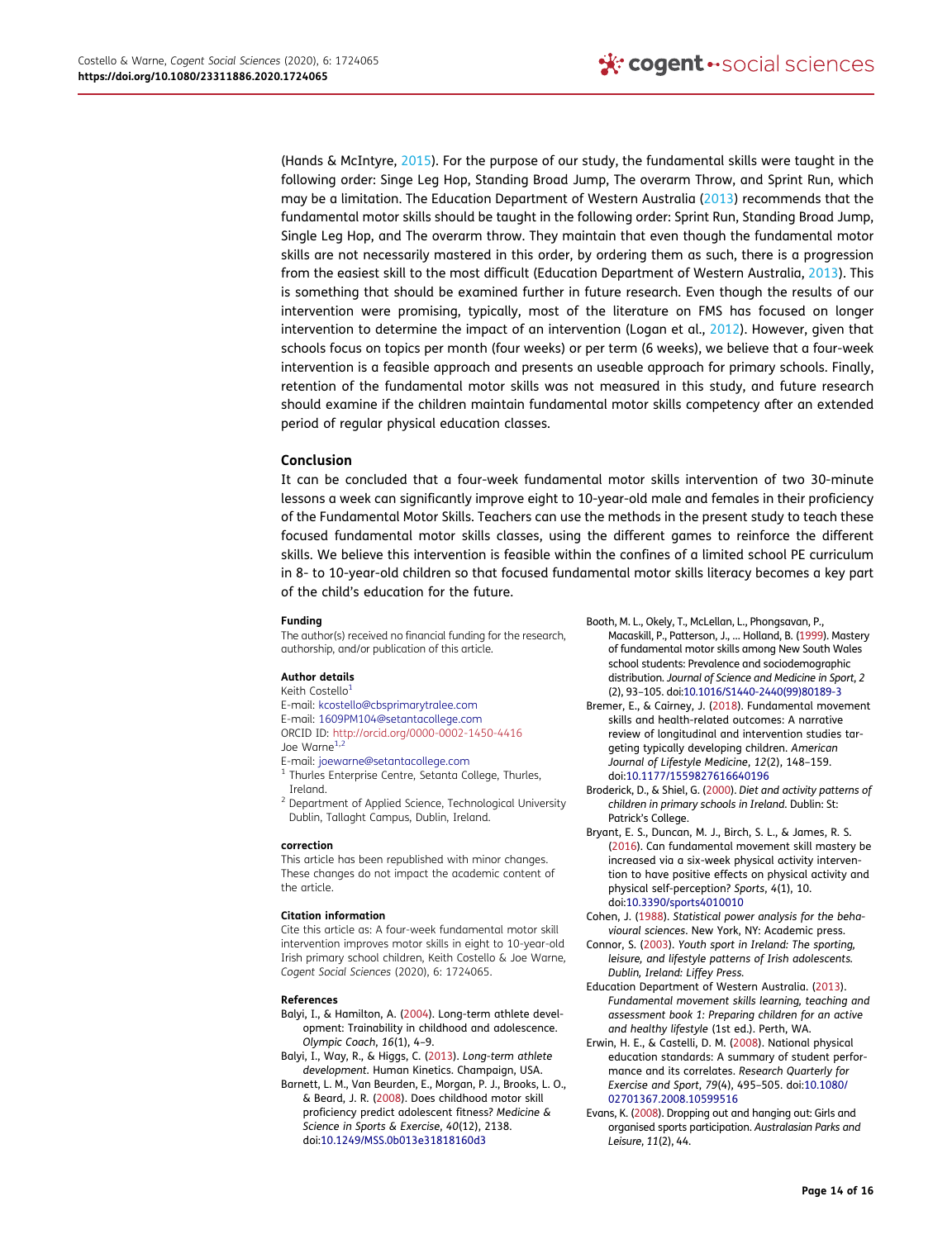(Hands & McIntyre, 2015). For the purpose of our study, the fundamental skills were taught in the following order: Singe Leg Hop, Standing Broad Jump, The overarm Throw, and Sprint Run, which may be a limitation. The Education Department of Western Australia (2013) recommends that the fundamental motor skills should be taught in the following order: Sprint Run, Standing Broad Jump, Single Leg Hop, and The overarm throw. They maintain that even though the fundamental motor skills are not necessarily mastered in this order, by ordering them as such, there is a progression from the easiest skill to the most difficult (Education Department of Western Australia, 2013). This is something that should be examined further in future research. Even though the results of our intervention were promising, typically, most of the literature on FMS has focused on longer intervention to determine the impact of an intervention (Logan et al., 2012). However, given that schools focus on topics per month (four weeks) or per term (6 weeks), we believe that a four-week intervention is a feasible approach and presents an useable approach for primary schools. Finally, retention of the fundamental motor skills was not measured in this study, and future research should examine if the children maintain fundamental motor skills competency after an extended period of regular physical education classes.

## Conclusion

It can be concluded that a four-week fundamental motor skills intervention of two 30-minute lessons a week can significantly improve eight to 10-year-old male and females in their proficiency of the Fundamental Motor Skills. Teachers can use the methods in the present study to teach these focused fundamental motor skills classes, using the different games to reinforce the different skills. We believe this intervention is feasible within the confines of a limited school PE curriculum in 8- to 10-year-old children so that focused fundamental motor skills literacy becomes a key part of the child's education for the future.

#### Funding

The author(s) received no financial funding for the research, authorship, and/or publication of this article.

#### Author details

Keith Costello[1]
E-mail: kcostello@cbsprimarytralee.com
E-mail: 1609PM104@setantacollege.com
ORCID ID: http://orcid.org/0000-0002-1450-4416
Joe Warne[1,2]
E-mail: joewarne@setantacollege.com
[1] Thurles Enterprise Centre, Setanta College, Thurles, Ireland.
[2] Department of Applied Science, Technological University Dublin, Tallaght Campus, Dublin, Ireland.

#### correction

This article has been republished with minor changes. These changes do not impact the academic content of the article.

#### Citation information

Cite this article as: A four-week fundamental motor skill intervention improves motor skills in eight to 10-year-old Irish primary school children, Keith Costello & Joe Warne, *Cogent Social Sciences* (2020), 6: 1724065.

#### References

Balyi, I., & Hamilton, A. (2004). Long-term athlete development: Trainability in childhood and adolescence. *Olympic Coach*, *16*(1), 4–9.

Balyi, I., Way, R., & Higgs, C. (2013). *Long-term athlete development*. Human Kinetics. Champaign, USA.

Barnett, L. M., Van Beurden, E., Morgan, P. J., Brooks, L. O., & Beard, J. R. (2008). Does childhood motor skill proficiency predict adolescent fitness? *Medicine & Science in Sports & Exercise*, *40*(12), 2138. doi:10.1249/MSS.0b013e31818160d3

Booth, M. L., Okely, T., McLellan, L., Phongsavan, P., Macaskill, P., Patterson, J., ... Holland, B. (1999). Mastery of fundamental motor skills among New South Wales school students: Prevalence and sociodemographic distribution. *Journal of Science and Medicine in Sport*, *2* (2), 93–105. doi:10.1016/S1440-2440(99)80189-3

Bremer, E., & Cairney, J. (2018). Fundamental movement skills and health-related outcomes: A narrative review of longitudinal and intervention studies targeting typically developing children. *American Journal of Lifestyle Medicine*, *12*(2), 148–159. doi:10.1177/1559827616640196

Broderick, D., & Shiel, G. (2000). *Diet and activity patterns of children in primary schools in Ireland*. Dublin: St: Patrick's College.

Bryant, E. S., Duncan, M. J., Birch, S. L., & James, R. S. (2016). Can fundamental movement skill mastery be increased via a six-week physical activity intervention to have positive effects on physical activity and physical self-perception? *Sports*, *4*(1), 10. doi:10.3390/sports4010010

Cohen, J. (1988). *Statistical power analysis for the behavioural sciences*. New York, NY: Academic press.

Connor, S. (2003). *Youth sport in Ireland: The sporting, leisure, and lifestyle patterns of Irish adolescents. Dublin, Ireland: Liffey Press.*

Education Department of Western Australia. (2013). *Fundamental movement skills learning, teaching and assessment book 1: Preparing children for an active and healthy lifestyle* (1st ed.). Perth, WA.

Erwin, H. E., & Castelli, D. M. (2008). National physical education standards: A summary of student performance and its correlates. *Research Quarterly for Exercise and Sport*, *79*(4), 495–505. doi:10.1080/02701367.2008.10599516

Evans, K. (2008). Dropping out and hanging out: Girls and organised sports participation. *Australasian Parks and Leisure*, *11*(2), 44.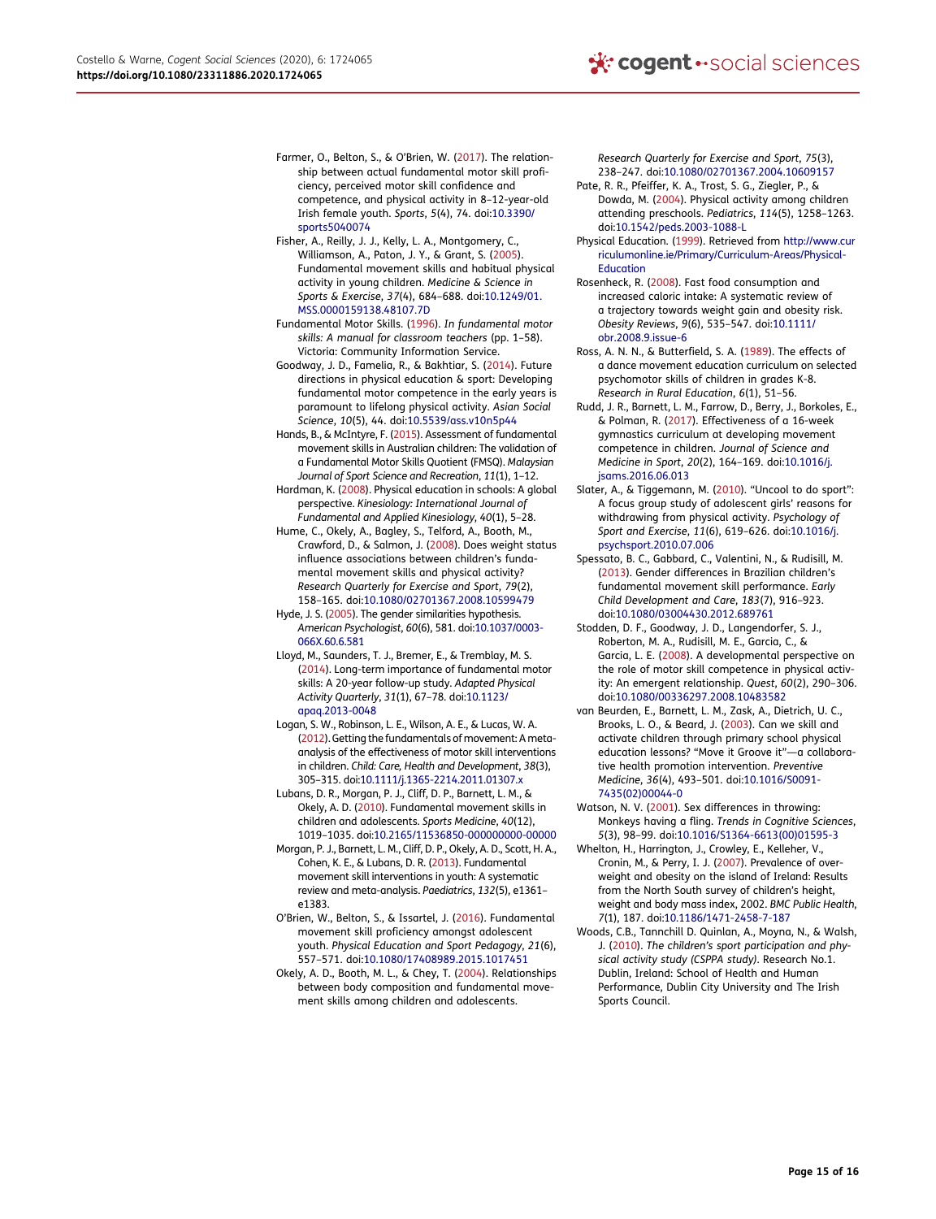Farmer, O., Belton, S., & O'Brien, W. (2017). The relationship between actual fundamental motor skill proficiency, perceived motor skill confidence and competence, and physical activity in 8–12-year-old Irish female youth. *Sports*, *5*(4), 74. doi:10.3390/sports5040074

Fisher, A., Reilly, J. J., Kelly, L. A., Montgomery, C., Williamson, A., Paton, J. Y., & Grant, S. (2005). Fundamental movement skills and habitual physical activity in young children. *Medicine & Science in Sports & Exercise*, *37*(4), 684–688. doi:10.1249/01.MSS.0000159138.48107.7D

Fundamental Motor Skills. (1996). *In fundamental motor skills: A manual for classroom teachers* (pp. 1–58). Victoria: Community Information Service.

Goodway, J. D., Famelia, R., & Bakhtiar, S. (2014). Future directions in physical education & sport: Developing fundamental motor competence in the early years is paramount to lifelong physical activity. *Asian Social Science*, *10*(5), 44. doi:10.5539/ass.v10n5p44

Hands, B., & McIntyre, F. (2015). Assessment of fundamental movement skills in Australian children: The validation of a Fundamental Motor Skills Quotient (FMSQ). *Malaysian Journal of Sport Science and Recreation*, *11*(1), 1–12.

Hardman, K. (2008). Physical education in schools: A global perspective. *Kinesiology: International Journal of Fundamental and Applied Kinesiology*, *40*(1), 5–28.

Hume, C., Okely, A., Bagley, S., Telford, A., Booth, M., Crawford, D., & Salmon, J. (2008). Does weight status influence associations between children's fundamental movement skills and physical activity? *Research Quarterly for Exercise and Sport*, *79*(2), 158–165. doi:10.1080/02701367.2008.10599479

Hyde, J. S. (2005). The gender similarities hypothesis. *American Psychologist*, *60*(6), 581. doi:10.1037/0003-066X.60.6.581

Lloyd, M., Saunders, T. J., Bremer, E., & Tremblay, M. S. (2014). Long-term importance of fundamental motor skills: A 20-year follow-up study. *Adapted Physical Activity Quarterly*, *31*(1), 67–78. doi:10.1123/apaq.2013-0048

Logan, S. W., Robinson, L. E., Wilson, A. E., & Lucas, W. A. (2012). Getting the fundamentals of movement: A meta-analysis of the effectiveness of motor skill interventions in children. *Child: Care, Health and Development*, *38*(3), 305–315. doi:10.1111/j.1365-2214.2011.01307.x

Lubans, D. R., Morgan, P. J., Cliff, D. P., Barnett, L. M., & Okely, A. D. (2010). Fundamental movement skills in children and adolescents. *Sports Medicine*, *40*(12), 1019–1035. doi:10.2165/11536850-000000000-00000

Morgan, P. J., Barnett, L. M., Cliff, D. P., Okely, A. D., Scott, H. A., Cohen, K. E., & Lubans, D. R. (2013). Fundamental movement skill interventions in youth: A systematic review and meta-analysis. *Paediatrics*, *132*(5), e1361–e1383.

O'Brien, W., Belton, S., & Issartel, J. (2016). Fundamental movement skill proficiency amongst adolescent youth. *Physical Education and Sport Pedagogy*, *21*(6), 557–571. doi:10.1080/17408989.2015.1017451

Okely, A. D., Booth, M. L., & Chey, T. (2004). Relationships between body composition and fundamental movement skills among children and adolescents. *Research Quarterly for Exercise and Sport*, *75*(3), 238–247. doi:10.1080/02701367.2004.10609157

Pate, R. R., Pfeiffer, K. A., Trost, S. G., Ziegler, P., & Dowda, M. (2004). Physical activity among children attending preschools. *Pediatrics*, *114*(5), 1258–1263. doi:10.1542/peds.2003-1088-L

Physical Education. (1999). Retrieved from http://www.curriculumonline.ie/Primary/Curriculum-Areas/Physical-Education

Rosenheck, R. (2008). Fast food consumption and increased caloric intake: A systematic review of a trajectory towards weight gain and obesity risk. *Obesity Reviews*, *9*(6), 535–547. doi:10.1111/obr.2008.9.issue-6

Ross, A. N. N., & Butterfield, S. A. (1989). The effects of a dance movement education curriculum on selected psychomotor skills of children in grades K-8. *Research in Rural Education*, *6*(1), 51–56.

Rudd, J. R., Barnett, L. M., Farrow, D., Berry, J., Borkoles, E., & Polman, R. (2017). Effectiveness of a 16-week gymnastics curriculum at developing movement competence in children. *Journal of Science and Medicine in Sport*, *20*(2), 164–169. doi:10.1016/j.jsams.2016.06.013

Slater, A., & Tiggemann, M. (2010). "Uncool to do sport": A focus group study of adolescent girls' reasons for withdrawing from physical activity. *Psychology of Sport and Exercise*, *11*(6), 619–626. doi:10.1016/j.psychsport.2010.07.006

Spessato, B. C., Gabbard, C., Valentini, N., & Rudisill, M. (2013). Gender differences in Brazilian children's fundamental movement skill performance. *Early Child Development and Care*, *183*(7), 916–923. doi:10.1080/03004430.2012.689761

Stodden, D. F., Goodway, J. D., Langendorfer, S. J., Roberton, M. A., Rudisill, M. E., Garcia, C., & Garcia, L. E. (2008). A developmental perspective on the role of motor skill competence in physical activity: An emergent relationship. *Quest*, *60*(2), 290–306. doi:10.1080/00336297.2008.10483582

van Beurden, E., Barnett, L. M., Zask, A., Dietrich, U. C., Brooks, L. O., & Beard, J. (2003). Can we skill and activate children through primary school physical education lessons? "Move it Groove it"—a collaborative health promotion intervention. *Preventive Medicine*, *36*(4), 493–501. doi:10.1016/S0091-7435(02)00044-0

Watson, N. V. (2001). Sex differences in throwing: Monkeys having a fling. *Trends in Cognitive Sciences*, *5*(3), 98–99. doi:10.1016/S1364-6613(00)01595-3

Whelton, H., Harrington, J., Crowley, E., Kelleher, V., Cronin, M., & Perry, I. J. (2007). Prevalence of overweight and obesity on the island of Ireland: Results from the North South survey of children's height, weight and body mass index, 2002. *BMC Public Health*, *7*(1), 187. doi:10.1186/1471-2458-7-187

Woods, C.B., Tannchill D. Quinlan, A., Moyna, N., & Walsh, J. (2010). *The children's sport participation and physical activity study (CSPPA study)*. Research No.1. Dublin, Ireland: School of Health and Human Performance, Dublin City University and The Irish Sports Council.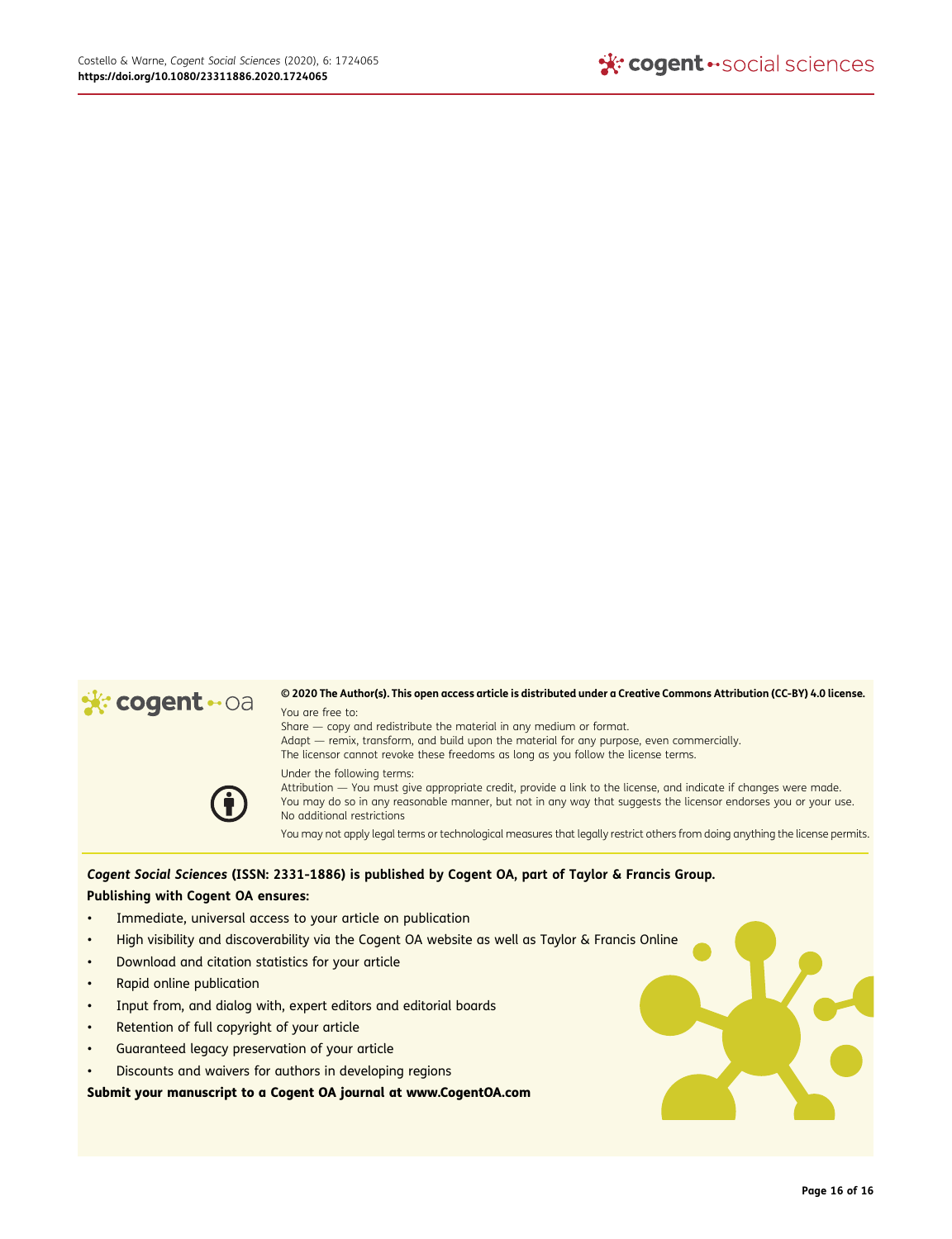**© 2020 The Author(s). This open access article is distributed under a Creative Commons Attribution (CC-BY) 4.0 license.**

You are free to:

Share — copy and redistribute the material in any medium or format.

Adapt — remix, transform, and build upon the material for any purpose, even commercially.

The licensor cannot revoke these freedoms as long as you follow the license terms.

Under the following terms:

Attribution — You must give appropriate credit, provide a link to the license, and indicate if changes were made. You may do so in any reasonable manner, but not in any way that suggests the licensor endorses you or your use.

No additional restrictions

You may not apply legal terms or technological measures that legally restrict others from doing anything the license permits.

***Cogent Social Sciences*** **(ISSN: 2331-1886) is published by Cogent OA, part of Taylor & Francis Group.**

**Publishing with Cogent OA ensures:**

- Immediate, universal access to your article on publication
- High visibility and discoverability via the Cogent OA website as well as Taylor & Francis Online
- Download and citation statistics for your article
- Rapid online publication
- Input from, and dialog with, expert editors and editorial boards
- Retention of full copyright of your article
- Guaranteed legacy preservation of your article
- Discounts and waivers for authors in developing regions

**Submit your manuscript to a Cogent OA journal at www.CogentOA.com**